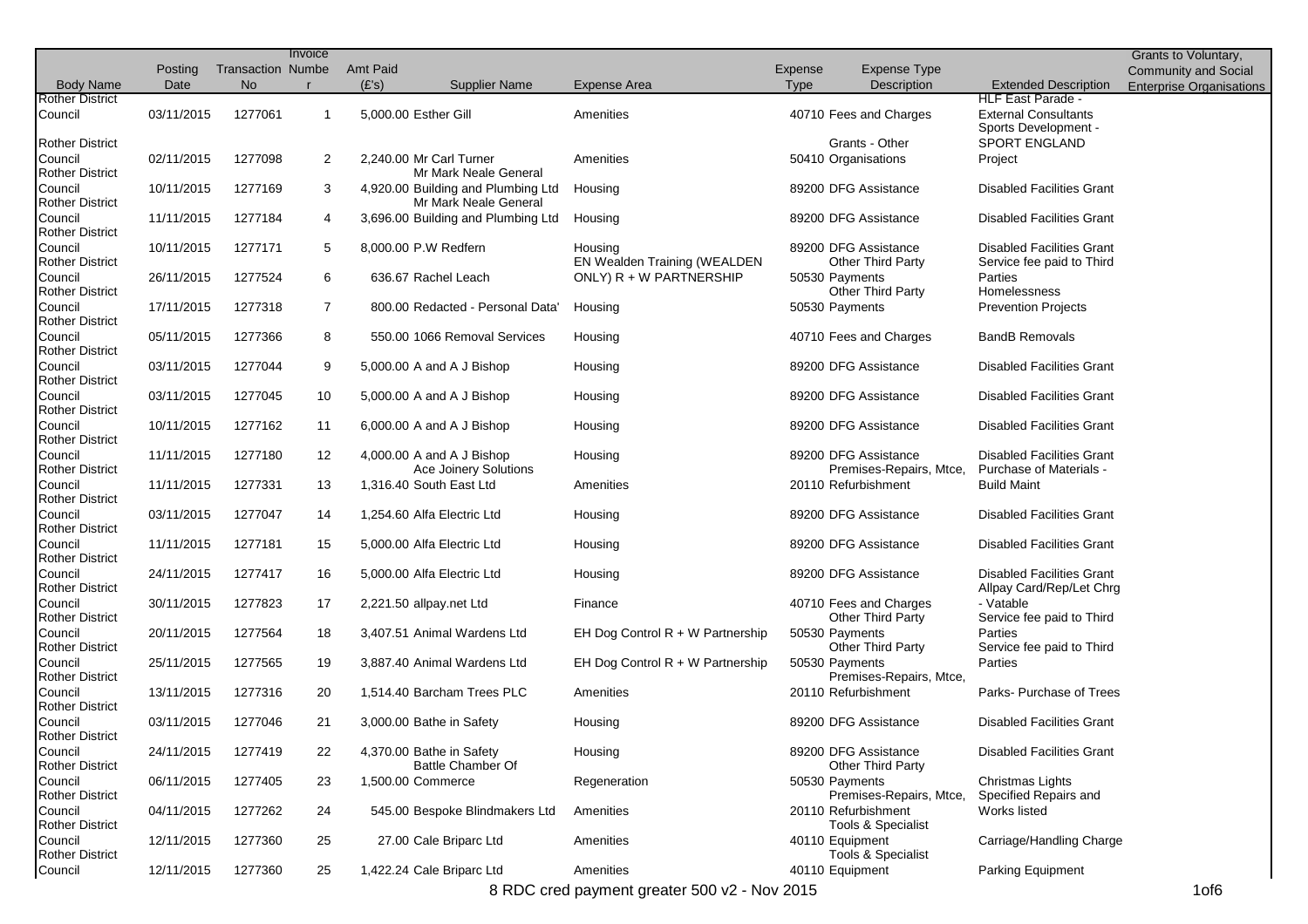| Body Name | Posting Date | Transaction No | Invoice Number | Amt Paid (£'s) | Supplier Name | Expense Area | Expense Type | Expense Type Description | Extended Description | Grants to Voluntary, Community and Social Enterprise Organisations |
|---|---|---|---|---|---|---|---|---|---|---|
| Rother District Council | 03/11/2015 | 1277061 | 1 | 5,000.00 | Esther Gill | Amenities | 40710 | Fees and Charges | HLF East Parade - External Consultants | |
| Rother District Council | 02/11/2015 | 1277098 | 2 | 2,240.00 | Mr Carl Turner | Amenities | 50410 | Grants - Other Organisations | Sports Development - SPORT ENGLAND Project | |
| Rother District Council | 10/11/2015 | 1277169 | 3 | 4,920.00 | Mr Mark Neale General Building and Plumbing Ltd | Housing | 89200 | DFG Assistance | Disabled Facilities Grant | |
| Rother District Council | 11/11/2015 | 1277184 | 4 | 3,696.00 | Mr Mark Neale General Building and Plumbing Ltd | Housing | 89200 | DFG Assistance | Disabled Facilities Grant | |
| Rother District Council | 10/11/2015 | 1277171 | 5 | 8,000.00 | P.W Redfern | Housing | 89200 | DFG Assistance | Disabled Facilities Grant | |
| Rother District Council | 26/11/2015 | 1277524 | 6 | 636.67 | Rachel Leach | EN Wealden Training (WEALDEN ONLY) R + W PARTNERSHIP | 50530 | Other Third Party Payments | Service fee paid to Third Parties | |
| Rother District Council | 17/11/2015 | 1277318 | 7 | 800.00 | Redacted - Personal Data' | Housing | 50530 | Other Third Party Payments | Homelessness Prevention Projects | |
| Rother District Council | 05/11/2015 | 1277366 | 8 | 550.00 | 1066 Removal Services | Housing | 40710 | Fees and Charges | BandB Removals | |
| Rother District Council | 03/11/2015 | 1277044 | 9 | 5,000.00 | A and A J Bishop | Housing | 89200 | DFG Assistance | Disabled Facilities Grant | |
| Rother District Council | 03/11/2015 | 1277045 | 10 | 5,000.00 | A and A J Bishop | Housing | 89200 | DFG Assistance | Disabled Facilities Grant | |
| Rother District Council | 10/11/2015 | 1277162 | 11 | 6,000.00 | A and A J Bishop | Housing | 89200 | DFG Assistance | Disabled Facilities Grant | |
| Rother District Council | 11/11/2015 | 1277180 | 12 | 4,000.00 | A and A J Bishop | Housing | 89200 | DFG Assistance | Disabled Facilities Grant | |
| Rother District Council | 11/11/2015 | 1277331 | 13 | 1,316.40 | Ace Joinery Solutions South East Ltd | Amenities | 20110 | Premises-Repairs, Mtce, Refurbishment | Purchase of Materials - Build Maint | |
| Rother District Council | 03/11/2015 | 1277047 | 14 | 1,254.60 | Alfa Electric Ltd | Housing | 89200 | DFG Assistance | Disabled Facilities Grant | |
| Rother District Council | 11/11/2015 | 1277181 | 15 | 5,000.00 | Alfa Electric Ltd | Housing | 89200 | DFG Assistance | Disabled Facilities Grant | |
| Rother District Council | 24/11/2015 | 1277417 | 16 | 5,000.00 | Alfa Electric Ltd | Housing | 89200 | DFG Assistance | Disabled Facilities Grant | |
| Rother District Council | 30/11/2015 | 1277823 | 17 | 2,221.50 | allpay.net Ltd | Finance | 40710 | Fees and Charges | Allpay Card/Rep/Let Chrg - Vatable | |
| Rother District Council | 20/11/2015 | 1277564 | 18 | 3,407.51 | Animal Wardens Ltd | EH Dog Control R + W Partnership | 50530 | Other Third Party Payments | Service fee paid to Third Parties | |
| Rother District Council | 25/11/2015 | 1277565 | 19 | 3,887.40 | Animal Wardens Ltd | EH Dog Control R + W Partnership | 50530 | Other Third Party Payments | Service fee paid to Third Parties | |
| Rother District Council | 13/11/2015 | 1277316 | 20 | 1,514.40 | Barcham Trees PLC | Amenities | 20110 | Premises-Repairs, Mtce, Refurbishment | Parks- Purchase of Trees | |
| Rother District Council | 03/11/2015 | 1277046 | 21 | 3,000.00 | Bathe in Safety | Housing | 89200 | DFG Assistance | Disabled Facilities Grant | |
| Rother District Council | 24/11/2015 | 1277419 | 22 | 4,370.00 | Bathe in Safety | Housing | 89200 | DFG Assistance | Disabled Facilities Grant | |
| Rother District Council | 06/11/2015 | 1277405 | 23 | 1,500.00 | Battle Chamber Of Commerce | Regeneration | 50530 | Other Third Party Payments | Christmas Lights | |
| Rother District Council | 04/11/2015 | 1277262 | 24 | 545.00 | Bespoke Blindmakers Ltd | Amenities | 20110 | Premises-Repairs, Mtce, Refurbishment | Specified Repairs and Works listed | |
| Rother District Council | 12/11/2015 | 1277360 | 25 | 27.00 | Cale Briparc Ltd | Amenities | 40110 | Tools & Specialist Equipment | Carriage/Handling Charge | |
| Rother District Council | 12/11/2015 | 1277360 | 25 | 1,422.24 | Cale Briparc Ltd | Amenities | 40110 | Tools & Specialist Equipment | Parking Equipment | |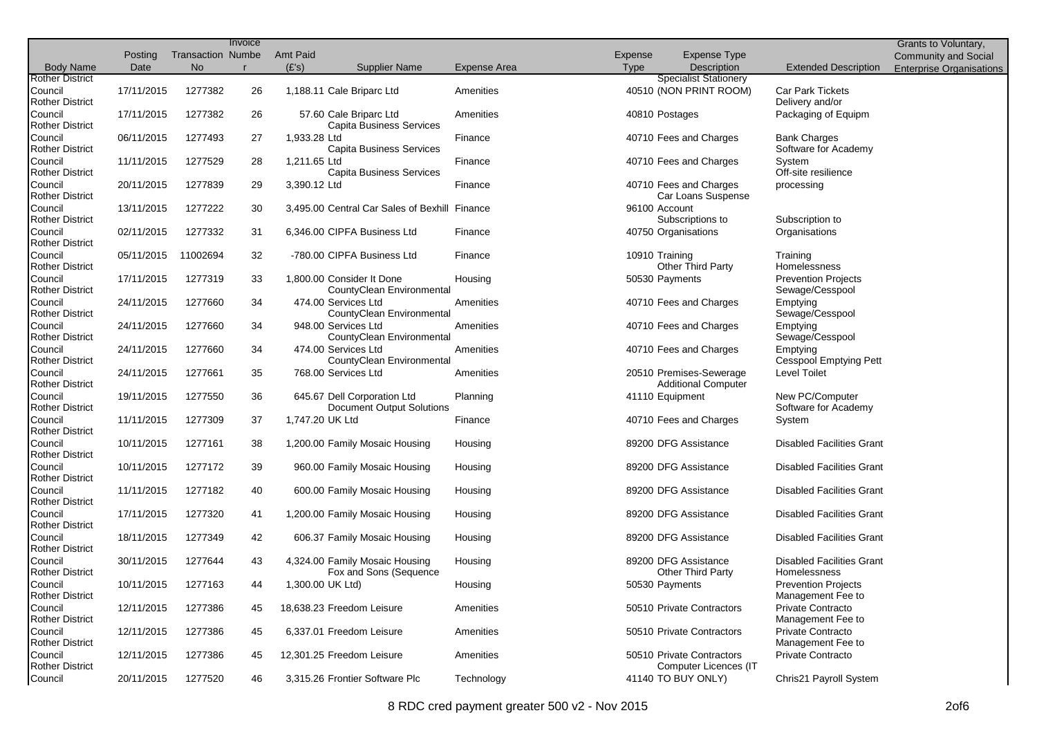| Body Name | Posting Date | Transaction No | Invoice Number | Amt Paid (£'s) | Supplier Name | Expense Area | Expense Type | Expense Type Description | Extended Description | Grants to Voluntary, Community and Social Enterprise Organisations |
|---|---|---|---|---|---|---|---|---|---|---|
| Rother District Council | 17/11/2015 | 1277382 | 26 | 1,188.11 | Cale Briparc Ltd | Amenities | 40510 | Specialist Stationery (NON PRINT ROOM) | Car Park Tickets | |
| Rother District Council | 17/11/2015 | 1277382 | 26 | 57.60 | Cale Briparc Ltd | Amenities | 40810 | Postages | Delivery and/or Packaging of Equipm | |
| Rother District Council | 06/11/2015 | 1277493 | 27 | 1,933.28 | Capita Business Services Ltd | Finance | 40710 | Fees and Charges | Bank Charges | |
| Rother District Council | 11/11/2015 | 1277529 | 28 | 1,211.65 | Capita Business Services Ltd | Finance | 40710 | Fees and Charges | Software for Academy System | |
| Rother District Council | 20/11/2015 | 1277839 | 29 | 3,390.12 | Capita Business Services Ltd | Finance | 40710 | Fees and Charges | Off-site resilience processing | |
| Rother District Council | 13/11/2015 | 1277222 | 30 | 3,495.00 | Central Car Sales of Bexhill | Finance | 96100 | Car Loans Suspense Account | | |
| Rother District Council | 02/11/2015 | 1277332 | 31 | 6,346.00 | CIPFA Business Ltd | Finance | 40750 | Subscriptions to Organisations | Subscription to Organisations | |
| Rother District Council | 05/11/2015 | 11002694 | 32 | -780.00 | CIPFA Business Ltd | Finance | 10910 | Training | Training | |
| Rother District Council | 17/11/2015 | 1277319 | 33 | 1,800.00 | Consider It Done | Housing | 50530 | Other Third Party Payments | Homelessness Prevention Projects | |
| Rother District Council | 24/11/2015 | 1277660 | 34 | 474.00 | CountyClean Environmental Services Ltd | Amenities | 40710 | Fees and Charges | Sewage/Cesspool Emptying | |
| Rother District Council | 24/11/2015 | 1277660 | 34 | 948.00 | CountyClean Environmental Services Ltd | Amenities | 40710 | Fees and Charges | Sewage/Cesspool Emptying | |
| Rother District Council | 24/11/2015 | 1277660 | 34 | 474.00 | CountyClean Environmental Services Ltd | Amenities | 40710 | Fees and Charges | Sewage/Cesspool Emptying | |
| Rother District Council | 24/11/2015 | 1277661 | 35 | 768.00 | CountyClean Environmental Services Ltd | Amenities | 20510 | Premises-Sewerage | Cesspool Emptying Pett Level Toilet | |
| Rother District Council | 19/11/2015 | 1277550 | 36 | 645.67 | Dell Corporation Ltd | Planning | 41110 | Additional Computer Equipment | New PC/Computer | |
| Rother District Council | 11/11/2015 | 1277309 | 37 | 1,747.20 | Document Output Solutions UK Ltd | Finance | 40710 | Fees and Charges | Software for Academy System | |
| Rother District Council | 10/11/2015 | 1277161 | 38 | 1,200.00 | Family Mosaic Housing | Housing | 89200 | DFG Assistance | Disabled Facilities Grant | |
| Rother District Council | 10/11/2015 | 1277172 | 39 | 960.00 | Family Mosaic Housing | Housing | 89200 | DFG Assistance | Disabled Facilities Grant | |
| Rother District Council | 11/11/2015 | 1277182 | 40 | 600.00 | Family Mosaic Housing | Housing | 89200 | DFG Assistance | Disabled Facilities Grant | |
| Rother District Council | 17/11/2015 | 1277320 | 41 | 1,200.00 | Family Mosaic Housing | Housing | 89200 | DFG Assistance | Disabled Facilities Grant | |
| Rother District Council | 18/11/2015 | 1277349 | 42 | 606.37 | Family Mosaic Housing | Housing | 89200 | DFG Assistance | Disabled Facilities Grant | |
| Rother District Council | 30/11/2015 | 1277644 | 43 | 4,324.00 | Family Mosaic Housing | Housing | 89200 | DFG Assistance | Disabled Facilities Grant | |
| Rother District Council | 10/11/2015 | 1277163 | 44 | 1,300.00 | Fox and Sons (Sequence UK Ltd) | Housing | 50530 | Other Third Party Payments | Homelessness Prevention Projects | |
| Rother District Council | 12/11/2015 | 1277386 | 45 | 18,638.23 | Freedom Leisure | Amenities | 50510 | Private Contractors | Management Fee to Private Contracto | |
| Rother District Council | 12/11/2015 | 1277386 | 45 | 6,337.01 | Freedom Leisure | Amenities | 50510 | Private Contractors | Management Fee to Private Contracto | |
| Rother District Council | 12/11/2015 | 1277386 | 45 | 12,301.25 | Freedom Leisure | Amenities | 50510 | Private Contractors | Management Fee to Private Contracto | |
| Rother District Council | 20/11/2015 | 1277520 | 46 | 3,315.26 | Frontier Software Plc | Technology | 41140 | Computer Licences (IT TO BUY ONLY) | Chris21 Payroll System | |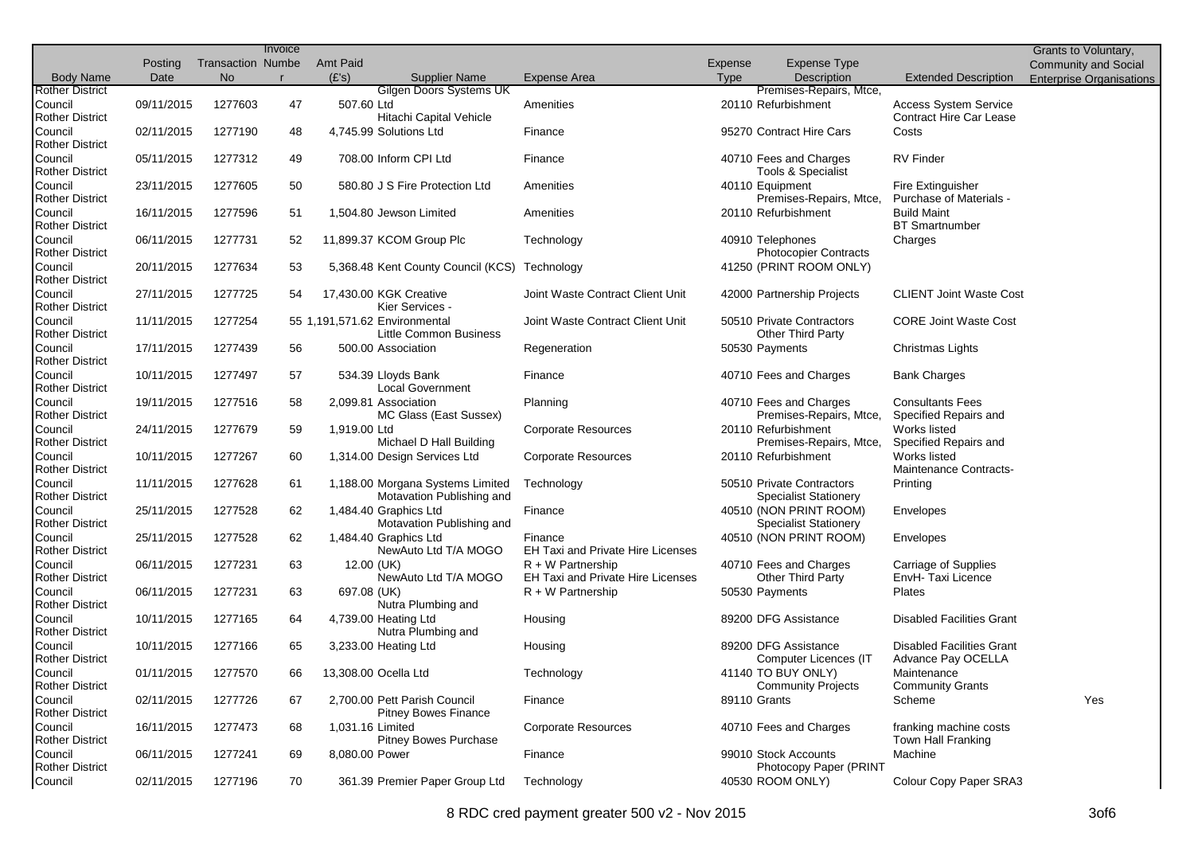| Body Name | Posting Date | Transaction No | Invoice Number | Amt Paid (£'s) | Supplier Name | Expense Area | Expense Type | Expense Type Description | Extended Description | Grants to Voluntary, Community and Social Enterprise Organisations |
|---|---|---|---|---|---|---|---|---|---|---|
| Rother District Council | 09/11/2015 | 1277603 | 47 | 507.60 | Gilgen Doors Systems UK Ltd | Amenities | 20110 | Premises-Repairs, Mtce, Refurbishment | Access System Service | |
| Rother District Council | 02/11/2015 | 1277190 | 48 | 4,745.99 | Hitachi Capital Vehicle Solutions Ltd | Finance | 95270 | Contract Hire Cars | Contract Hire Car Lease Costs | |
| Rother District Council | 05/11/2015 | 1277312 | 49 | 708.00 | Inform CPI Ltd | Finance | 40710 | Fees and Charges | RV Finder | |
| Rother District Council | 23/11/2015 | 1277605 | 50 | 580.80 | J S Fire Protection Ltd | Amenities | 40110 | Tools & Specialist Equipment | Fire Extinguisher | |
| Rother District Council | 16/11/2015 | 1277596 | 51 | 1,504.80 | Jewson Limited | Amenities | 20110 | Premises-Repairs, Mtce, Refurbishment | Purchase of Materials - Build Maint | |
| Rother District Council | 06/11/2015 | 1277731 | 52 | 11,899.37 | KCOM Group Plc | Technology | 40910 | Telephones | BT Smartnumber Charges | |
| Rother District Council | 20/11/2015 | 1277634 | 53 | 5,368.48 | Kent County Council (KCS) | Technology | 41250 | Photocopier Contracts (PRINT ROOM ONLY) | | |
| Rother District Council | 27/11/2015 | 1277725 | 54 | 17,430.00 | KGK Creative | Joint Waste Contract Client Unit | 42000 | Partnership Projects | CLIENT Joint Waste Cost | |
| Rother District Council | 11/11/2015 | 1277254 | 55 | 1,191,571.62 | Kier Services - Environmental | Joint Waste Contract Client Unit | 50510 | Private Contractors | CORE Joint Waste Cost | |
| Rother District Council | 17/11/2015 | 1277439 | 56 | 500.00 | Little Common Business Association | Regeneration | 50530 | Other Third Party Payments | Christmas Lights | |
| Rother District Council | 10/11/2015 | 1277497 | 57 | 534.39 | Lloyds Bank | Finance | 40710 | Fees and Charges | Bank Charges | |
| Rother District Council | 19/11/2015 | 1277516 | 58 | 2,099.81 | Local Government Association | Planning | 40710 | Fees and Charges | Consultants Fees | |
| Rother District Council | 24/11/2015 | 1277679 | 59 | 1,919.00 | MC Glass (East Sussex) Ltd | Corporate Resources | 20110 | Premises-Repairs, Mtce, Refurbishment | Specified Repairs and Works listed | |
| Rother District Council | 10/11/2015 | 1277267 | 60 | 1,314.00 | Michael D Hall Building Design Services Ltd | Corporate Resources | 20110 | Premises-Repairs, Mtce, Refurbishment | Specified Repairs and Works listed | |
| Rother District Council | 11/11/2015 | 1277628 | 61 | 1,188.00 | Morgana Systems Limited | Technology | 50510 | Private Contractors | Maintenance Contracts-Printing | |
| Rother District Council | 25/11/2015 | 1277528 | 62 | 1,484.40 | Motavation Publishing and Graphics Ltd | Finance | 40510 | Specialist Stationery (NON PRINT ROOM) | Envelopes | |
| Rother District Council | 25/11/2015 | 1277528 | 62 | 1,484.40 | Motavation Publishing and Graphics Ltd | Finance | 40510 | Specialist Stationery (NON PRINT ROOM) | Envelopes | |
| Rother District Council | 06/11/2015 | 1277231 | 63 | 12.00 | NewAuto Ltd T/A MOGO (UK) | EH Taxi and Private Hire Licenses R + W Partnership | 40710 | Fees and Charges | Carriage of Supplies | |
| Rother District Council | 06/11/2015 | 1277231 | 63 | 697.08 | NewAuto Ltd T/A MOGO (UK) | EH Taxi and Private Hire Licenses R + W Partnership | 50530 | Other Third Party Payments | EnvH- Taxi Licence Plates | |
| Rother District Council | 10/11/2015 | 1277165 | 64 | 4,739.00 | Nutra Plumbing and Heating Ltd | Housing | 89200 | DFG Assistance | Disabled Facilities Grant | |
| Rother District Council | 10/11/2015 | 1277166 | 65 | 3,233.00 | Nutra Plumbing and Heating Ltd | Housing | 89200 | DFG Assistance | Disabled Facilities Grant | |
| Rother District Council | 01/11/2015 | 1277570 | 66 | 13,308.00 | Ocella Ltd | Technology | 41140 | Computer Licences (IT TO BUY ONLY) | Advance Pay OCELLA Maintenance | |
| Rother District Council | 02/11/2015 | 1277726 | 67 | 2,700.00 | Pett Parish Council | Finance | 89110 | Community Projects Grants | Community Grants Scheme | Yes |
| Rother District Council | 16/11/2015 | 1277473 | 68 | 1,031.16 | Pitney Bowes Finance Limited | Corporate Resources | 40710 | Fees and Charges | franking machine costs | |
| Rother District Council | 06/11/2015 | 1277241 | 69 | 8,080.00 | Pitney Bowes Purchase Power | Finance | 99010 | Stock Accounts | Town Hall Franking Machine | |
| Rother District Council | 02/11/2015 | 1277196 | 70 | 361.39 | Premier Paper Group Ltd | Technology | 40530 | Photocopy Paper (PRINT ROOM ONLY) | Colour Copy Paper SRA3 | |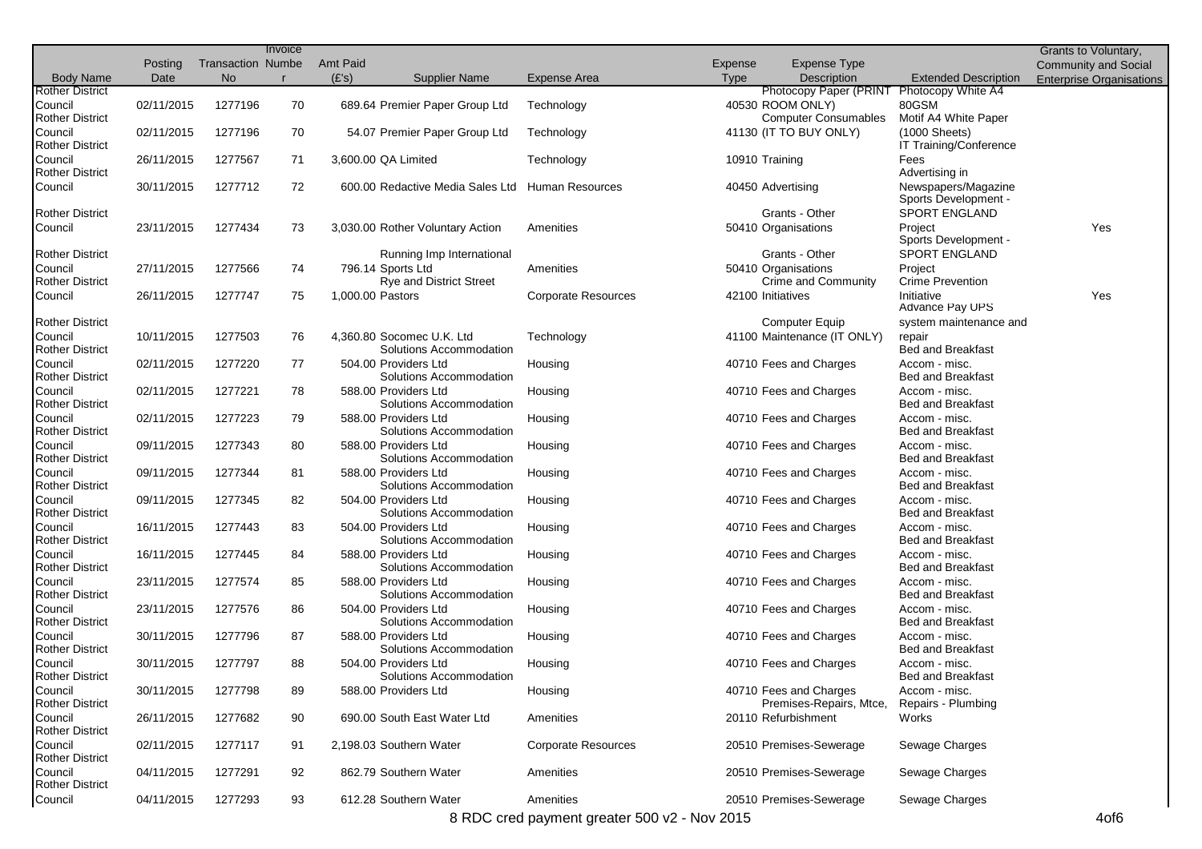| Body Name | Posting Date | Transaction No | Invoice Number | Amt Paid (£'s) | Supplier Name | Expense Area | Expense Type | Expense Type Description | Extended Description | Grants to Voluntary, Community and Social Enterprise Organisations |
|---|---|---|---|---|---|---|---|---|---|---|
| Rother District Council | 02/11/2015 | 1277196 | 70 | 689.64 | Premier Paper Group Ltd | Technology | 40530 | Photocopy Paper (PRINT ROOM ONLY) | Photocopy White A4 80GSM | |
| Rother District Council | 02/11/2015 | 1277196 | 70 | 54.07 | Premier Paper Group Ltd | Technology | 41130 | Computer Consumables (IT TO BUY ONLY) | Motif A4 White Paper (1000 Sheets) | |
| Rother District Council | 26/11/2015 | 1277567 | 71 | 3,600.00 | QA Limited | Technology | 10910 | Training | IT Training/Conference Fees | |
| Rother District Council | 30/11/2015 | 1277712 | 72 | 600.00 | Redactive Media Sales Ltd | Human Resources | 40450 | Advertising | Advertising in Newspapers/Magazine | |
| Rother District Council | 23/11/2015 | 1277434 | 73 | 3,030.00 | Rother Voluntary Action | Amenities | 50410 | Grants - Other Organisations | Sports Development - SPORT ENGLAND Project | Yes |
| Rother District Council | 27/11/2015 | 1277566 | 74 | 796.14 | Running Imp International Sports Ltd | Amenities | 50410 | Grants - Other Organisations | Sports Development - SPORT ENGLAND Project | |
| Rother District Council | 26/11/2015 | 1277747 | 75 | 1,000.00 | Rye and District Street Pastors | Corporate Resources | 42100 | Crime and Community Initiatives | Crime Prevention Initiative | Yes |
| Rother District Council | 10/11/2015 | 1277503 | 76 | 4,360.80 | Socomec U.K. Ltd | Technology | 41100 | Computer Equip Maintenance (IT ONLY) | Advance Pay UPS system maintenance and repair | |
| Rother District Council | 02/11/2015 | 1277220 | 77 | 504.00 | Solutions Accommodation Providers Ltd | Housing | 40710 | Fees and Charges | Bed and Breakfast Accom - misc. | |
| Rother District Council | 02/11/2015 | 1277221 | 78 | 588.00 | Solutions Accommodation Providers Ltd | Housing | 40710 | Fees and Charges | Bed and Breakfast Accom - misc. | |
| Rother District Council | 02/11/2015 | 1277223 | 79 | 588.00 | Solutions Accommodation Providers Ltd | Housing | 40710 | Fees and Charges | Bed and Breakfast Accom - misc. | |
| Rother District Council | 09/11/2015 | 1277343 | 80 | 588.00 | Solutions Accommodation Providers Ltd | Housing | 40710 | Fees and Charges | Bed and Breakfast Accom - misc. | |
| Rother District Council | 09/11/2015 | 1277344 | 81 | 588.00 | Solutions Accommodation Providers Ltd | Housing | 40710 | Fees and Charges | Bed and Breakfast Accom - misc. | |
| Rother District Council | 09/11/2015 | 1277345 | 82 | 504.00 | Solutions Accommodation Providers Ltd | Housing | 40710 | Fees and Charges | Bed and Breakfast Accom - misc. | |
| Rother District Council | 16/11/2015 | 1277443 | 83 | 504.00 | Solutions Accommodation Providers Ltd | Housing | 40710 | Fees and Charges | Bed and Breakfast Accom - misc. | |
| Rother District Council | 16/11/2015 | 1277445 | 84 | 588.00 | Solutions Accommodation Providers Ltd | Housing | 40710 | Fees and Charges | Bed and Breakfast Accom - misc. | |
| Rother District Council | 23/11/2015 | 1277574 | 85 | 588.00 | Solutions Accommodation Providers Ltd | Housing | 40710 | Fees and Charges | Bed and Breakfast Accom - misc. | |
| Rother District Council | 23/11/2015 | 1277576 | 86 | 504.00 | Solutions Accommodation Providers Ltd | Housing | 40710 | Fees and Charges | Bed and Breakfast Accom - misc. | |
| Rother District Council | 30/11/2015 | 1277796 | 87 | 588.00 | Solutions Accommodation Providers Ltd | Housing | 40710 | Fees and Charges | Bed and Breakfast Accom - misc. | |
| Rother District Council | 30/11/2015 | 1277797 | 88 | 504.00 | Solutions Accommodation Providers Ltd | Housing | 40710 | Fees and Charges | Bed and Breakfast Accom - misc. | |
| Rother District Council | 30/11/2015 | 1277798 | 89 | 588.00 | Solutions Accommodation Providers Ltd | Housing | 40710 | Fees and Charges | Bed and Breakfast Accom - misc. | |
| Rother District Council | 26/11/2015 | 1277682 | 90 | 690.00 | South East Water Ltd | Amenities | 20110 | Premises-Repairs, Mtce, Refurbishment | Repairs - Plumbing Works | |
| Rother District Council | 02/11/2015 | 1277117 | 91 | 2,198.03 | Southern Water | Corporate Resources | 20510 | Premises-Sewerage | Sewage Charges | |
| Rother District Council | 04/11/2015 | 1277291 | 92 | 862.79 | Southern Water | Amenities | 20510 | Premises-Sewerage | Sewage Charges | |
| Rother District Council | 04/11/2015 | 1277293 | 93 | 612.28 | Southern Water | Amenities | 20510 | Premises-Sewerage | Sewage Charges | |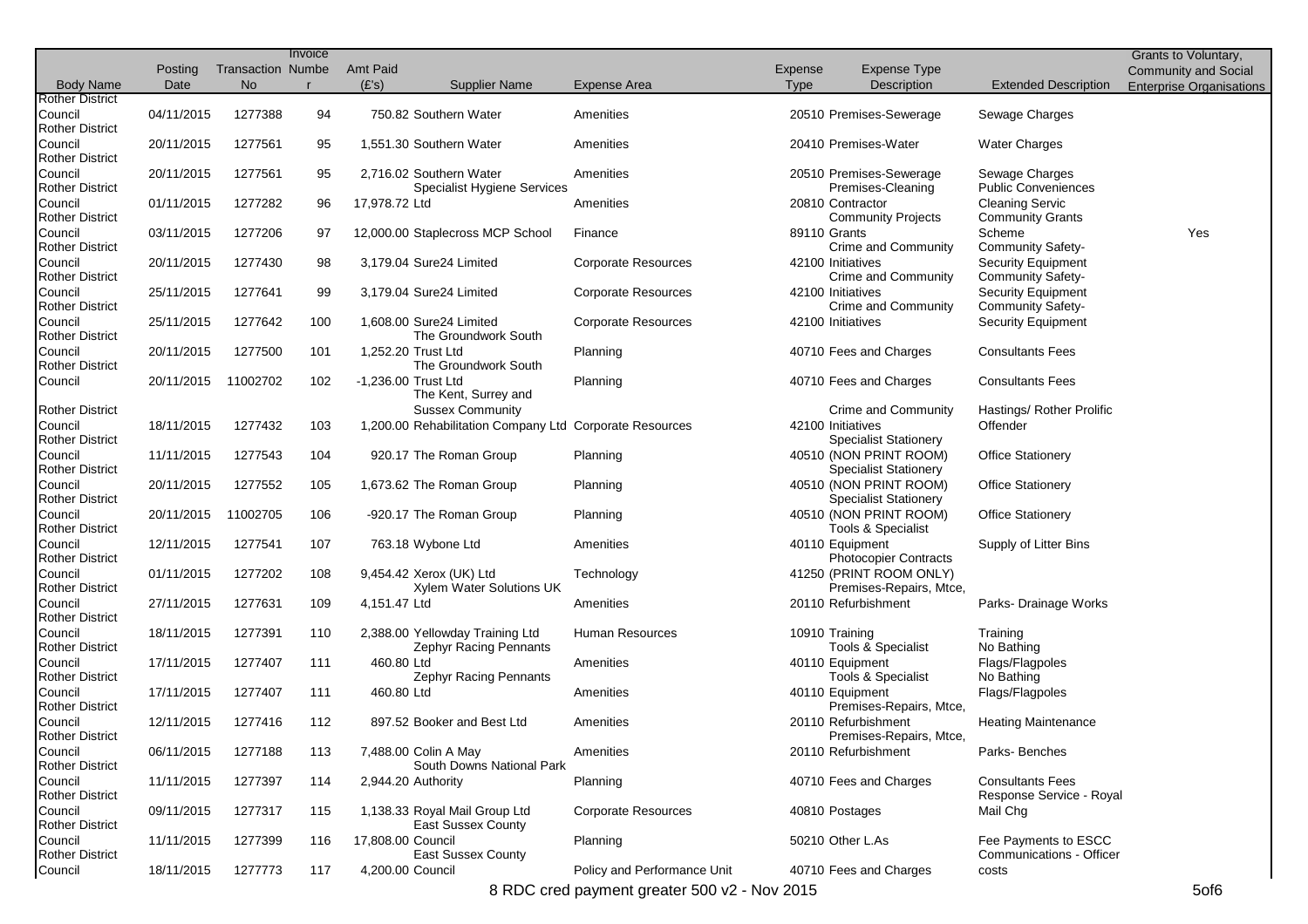| Body Name | Posting Date | Transaction No | Invoice Number | Amt Paid (£'s) | Supplier Name | Expense Area | Expense Type | Expense Type Description | Extended Description | Grants to Voluntary, Community and Social Enterprise Organisations |
|---|---|---|---|---|---|---|---|---|---|---|
| Rother District Council | 04/11/2015 | 1277388 | 94 | 750.82 | Southern Water | Amenities | 20510 | Premises-Sewerage | Sewage Charges | |
| Rother District Council | 20/11/2015 | 1277561 | 95 | 1,551.30 | Southern Water | Amenities | 20410 | Premises-Water | Water Charges | |
| Rother District Council | 20/11/2015 | 1277561 | 95 | 2,716.02 | Southern Water | Amenities | 20510 | Premises-Sewerage | Sewage Charges | |
| Rother District Council | 01/11/2015 | 1277282 | 96 | 17,978.72 | Specialist Hygiene Services Ltd | Amenities | 20810 | Premises-Cleaning Contractor | Public Conveniences Cleaning Servic | |
| Rother District Council | 03/11/2015 | 1277206 | 97 | 12,000.00 | Staplecross MCP School | Finance | 89110 | Community Projects Grants | Community Grants Scheme | Yes |
| Rother District Council | 20/11/2015 | 1277430 | 98 | 3,179.04 | Sure24 Limited | Corporate Resources | 42100 | Crime and Community Initiatives | Community Safety-Security Equipment | |
| Rother District Council | 25/11/2015 | 1277641 | 99 | 3,179.04 | Sure24 Limited | Corporate Resources | 42100 | Crime and Community Initiatives | Community Safety-Security Equipment | |
| Rother District Council | 25/11/2015 | 1277642 | 100 | 1,608.00 | Sure24 Limited | Corporate Resources | 42100 | Crime and Community Initiatives | Community Safety-Security Equipment | |
| Rother District Council | 20/11/2015 | 1277500 | 101 | 1,252.20 | The Groundwork South Trust Ltd | Planning | 40710 | Fees and Charges | Consultants Fees | |
| Rother District Council | 20/11/2015 | 11002702 | 102 | -1,236.00 | The Groundwork South Trust Ltd | Planning | 40710 | Fees and Charges | Consultants Fees | |
| Rother District Council | 18/11/2015 | 1277432 | 103 | 1,200.00 | The Kent, Surrey and Sussex Community Rehabilitation Company Ltd | Corporate Resources | 42100 | Crime and Community Initiatives | Hastings/ Rother Prolific Offender | |
| Rother District Council | 11/11/2015 | 1277543 | 104 | 920.17 | The Roman Group | Planning | 40510 | Specialist Stationery (NON PRINT ROOM) | Office Stationery | |
| Rother District Council | 20/11/2015 | 1277552 | 105 | 1,673.62 | The Roman Group | Planning | 40510 | Specialist Stationery (NON PRINT ROOM) | Office Stationery | |
| Rother District Council | 20/11/2015 | 11002705 | 106 | -920.17 | The Roman Group | Planning | 40510 | Specialist Stationery (NON PRINT ROOM) | Office Stationery | |
| Rother District Council | 12/11/2015 | 1277541 | 107 | 763.18 | Wybone Ltd | Amenities | 40110 | Tools & Specialist Equipment | Supply of Litter Bins | |
| Rother District Council | 01/11/2015 | 1277202 | 108 | 9,454.42 | Xerox (UK) Ltd | Technology | 41250 | Photocopier Contracts (PRINT ROOM ONLY) | | |
| Rother District Council | 27/11/2015 | 1277631 | 109 | 4,151.47 | Xylem Water Solutions UK Ltd | Amenities | 20110 | Premises-Repairs, Mtce, Refurbishment | Parks- Drainage Works | |
| Rother District Council | 18/11/2015 | 1277391 | 110 | 2,388.00 | Yellowday Training Ltd | Human Resources | 10910 | Training | Training | |
| Rother District Council | 17/11/2015 | 1277407 | 111 | 460.80 | Zephyr Racing Pennants Ltd | Amenities | 40110 | Tools & Specialist Equipment | No Bathing Flags/Flagpoles | |
| Rother District Council | 17/11/2015 | 1277407 | 111 | 460.80 | Zephyr Racing Pennants Ltd | Amenities | 40110 | Tools & Specialist Equipment | No Bathing Flags/Flagpoles | |
| Rother District Council | 12/11/2015 | 1277416 | 112 | 897.52 | Booker and Best Ltd | Amenities | 20110 | Premises-Repairs, Mtce, Refurbishment | Heating Maintenance | |
| Rother District Council | 06/11/2015 | 1277188 | 113 | 7,488.00 | Colin A May | Amenities | 20110 | Premises-Repairs, Mtce, Refurbishment | Parks- Benches | |
| Rother District Council | 11/11/2015 | 1277397 | 114 | 2,944.20 | South Downs National Park Authority | Planning | 40710 | Fees and Charges | Consultants Fees | |
| Rother District Council | 09/11/2015 | 1277317 | 115 | 1,138.33 | Royal Mail Group Ltd | Corporate Resources | 40810 | Postages | Response Service - Royal Mail Chg | |
| Rother District Council | 11/11/2015 | 1277399 | 116 | 17,808.00 | East Sussex County Council | Planning | 50210 | Other L.As | Fee Payments to ESCC | |
| Rother District Council | 18/11/2015 | 1277773 | 117 | 4,200.00 | East Sussex County Council | Policy and Performance Unit | 40710 | Fees and Charges | Communications - Officer costs | |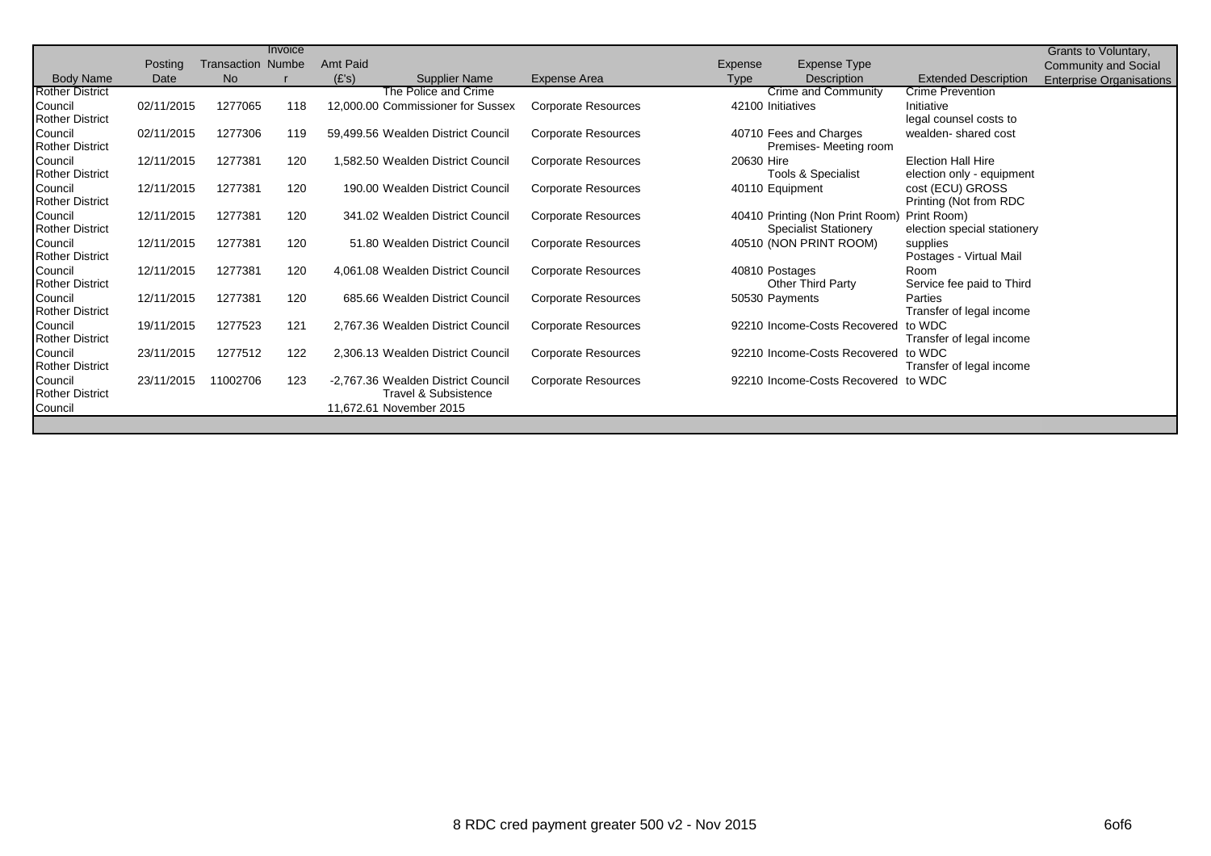| Body Name | Posting Date | Transaction No | Invoice Number | Amt Paid (£'s) | Supplier Name | Expense Area | Expense Type | Expense Type Description | Extended Description | Grants to Voluntary, Community and Social Enterprise Organisations |
|---|---|---|---|---|---|---|---|---|---|---|
| Rother District Council | 02/11/2015 | 1277065 | 118 | 12,000.00 | The Police and Crime Commissioner for Sussex | Corporate Resources | 42100 | Crime and Community Initiatives | Crime Prevention Initiative | |
| Rother District Council | 02/11/2015 | 1277306 | 119 | 59,499.56 | Wealden District Council | Corporate Resources | 40710 | Fees and Charges | legal counsel costs to wealden- shared cost | |
| Rother District Council | 12/11/2015 | 1277381 | 120 | 1,582.50 | Wealden District Council | Corporate Resources | 20630 | Premises- Meeting room Hire | Election Hall Hire | |
| Rother District Council | 12/11/2015 | 1277381 | 120 | 190.00 | Wealden District Council | Corporate Resources | 40110 | Tools & Specialist Equipment | election only - equipment cost (ECU) GROSS | |
| Rother District Council | 12/11/2015 | 1277381 | 120 | 341.02 | Wealden District Council | Corporate Resources | 40410 | Printing (Non Print Room) | Printing (Not from RDC Print Room) | |
| Rother District Council | 12/11/2015 | 1277381 | 120 | 51.80 | Wealden District Council | Corporate Resources | 40510 | Specialist Stationery (NON PRINT ROOM) | election special stationery supplies | |
| Rother District Council | 12/11/2015 | 1277381 | 120 | 4,061.08 | Wealden District Council | Corporate Resources | 40810 | Postages | Postages - Virtual Mail Room | |
| Rother District Council | 12/11/2015 | 1277381 | 120 | 685.66 | Wealden District Council | Corporate Resources | 50530 | Other Third Party Payments | Service fee paid to Third Parties | |
| Rother District Council | 19/11/2015 | 1277523 | 121 | 2,767.36 | Wealden District Council | Corporate Resources | 92210 | Income-Costs Recovered | Transfer of legal income to WDC | |
| Rother District Council | 23/11/2015 | 1277512 | 122 | 2,306.13 | Wealden District Council | Corporate Resources | 92210 | Income-Costs Recovered | Transfer of legal income to WDC | |
| Rother District Council | 23/11/2015 | 11002706 | 123 | -2,767.36 | Wealden District Council | Corporate Resources | 92210 | Income-Costs Recovered | Transfer of legal income to WDC | |
| Rother District Council | | | | 11,672.61 | Travel & Subsistence November 2015 | | | | | |

8 RDC cred payment greater 500 v2 - Nov 2015